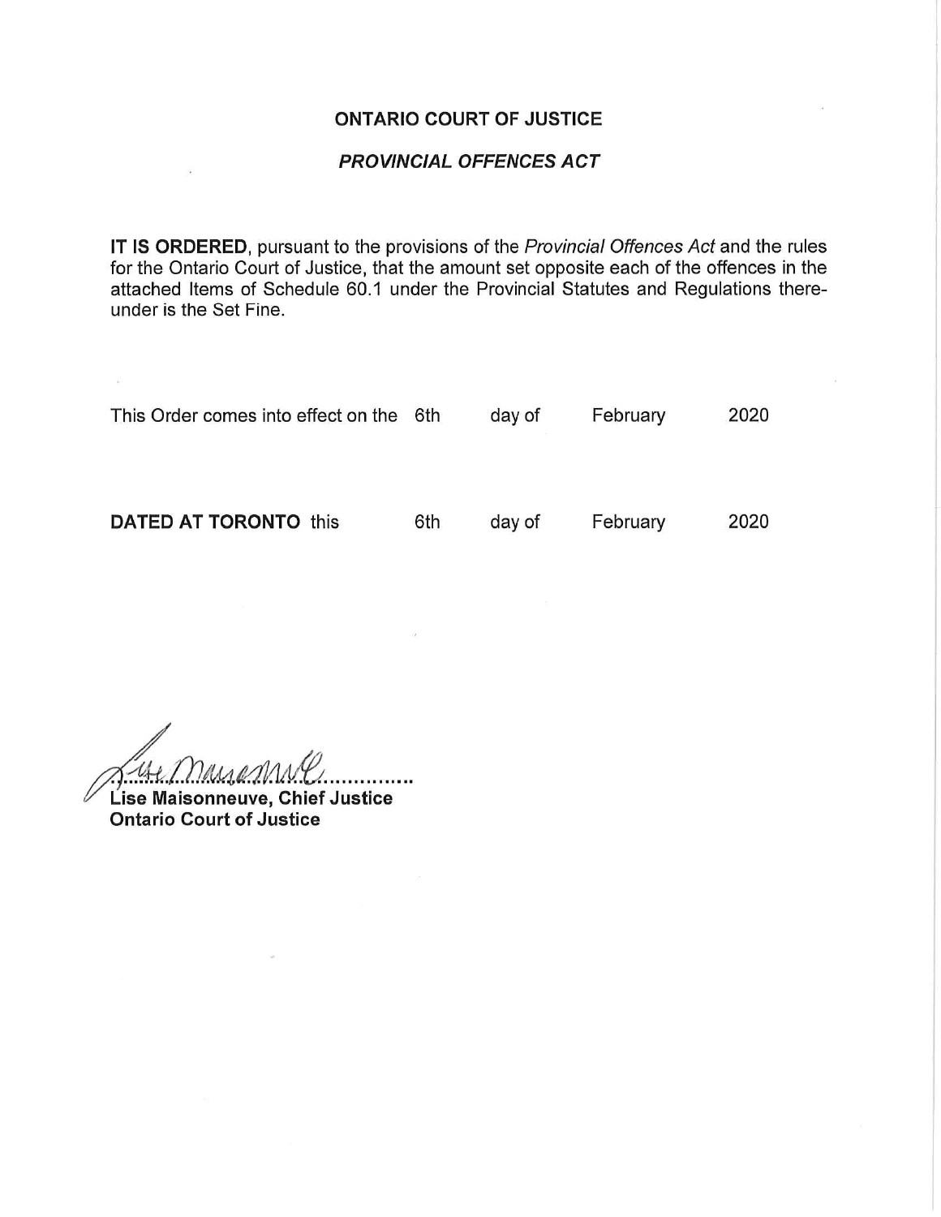**ONTARIO COURT OF JUSTICE**

***PROVINCIAL OFFENCES ACT***

**IT IS ORDERED**, pursuant to the provisions of the *Provincial Offences Act* and the rules for the Ontario Court of Justice, that the amount set opposite each of the offences in the attached Items of Schedule 60.1 under the Provincial Statutes and Regulations there-under is the Set Fine.

This Order comes into effect on the 6th day of February 2020

**DATED AT TORONTO** this 6th day of February 2020

**Lise Maisonneuve, Chief Justice**
**Ontario Court of Justice**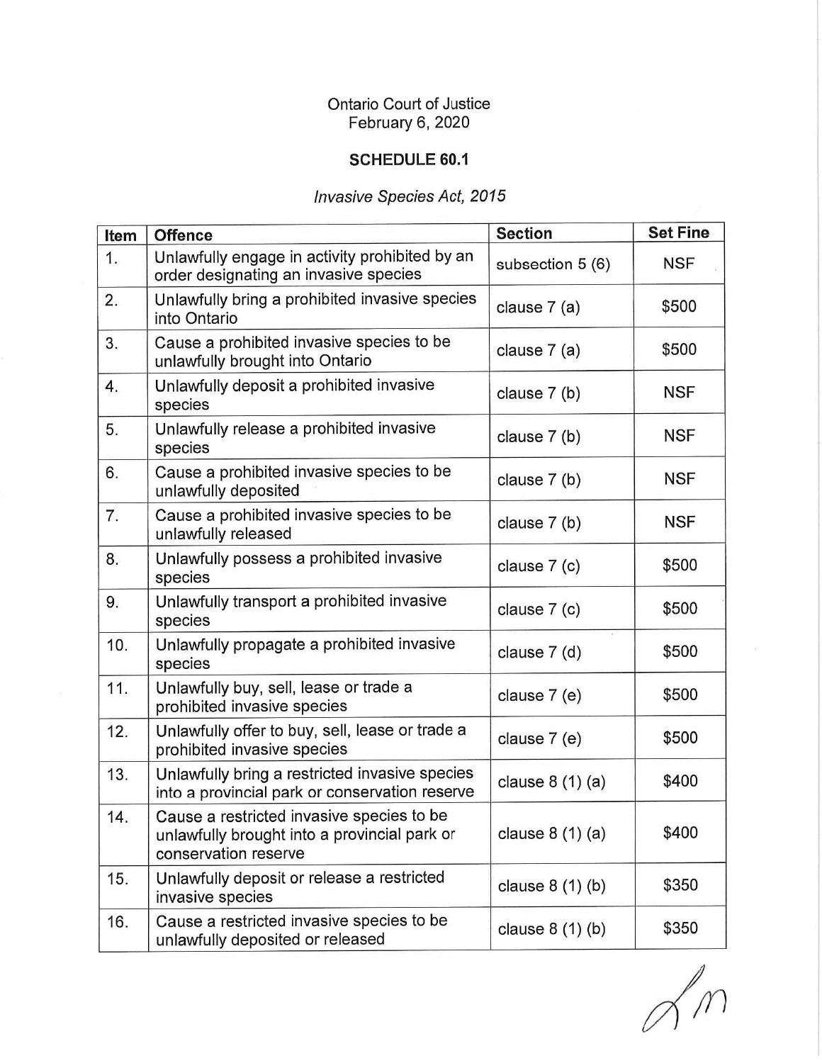Ontario Court of Justice
February 6, 2020

**SCHEDULE 60.1**

*Invasive Species Act, 2015*

| Item | Offence | Section | Set Fine |
|---|---|---|---|
| 1. | Unlawfully engage in activity prohibited by an order designating an invasive species | subsection 5 (6) | NSF |
| 2. | Unlawfully bring a prohibited invasive species into Ontario | clause 7 (a) | $500 |
| 3. | Cause a prohibited invasive species to be unlawfully brought into Ontario | clause 7 (a) | $500 |
| 4. | Unlawfully deposit a prohibited invasive species | clause 7 (b) | NSF |
| 5. | Unlawfully release a prohibited invasive species | clause 7 (b) | NSF |
| 6. | Cause a prohibited invasive species to be unlawfully deposited | clause 7 (b) | NSF |
| 7. | Cause a prohibited invasive species to be unlawfully released | clause 7 (b) | NSF |
| 8. | Unlawfully possess a prohibited invasive species | clause 7 (c) | $500 |
| 9. | Unlawfully transport a prohibited invasive species | clause 7 (c) | $500 |
| 10. | Unlawfully propagate a prohibited invasive species | clause 7 (d) | $500 |
| 11. | Unlawfully buy, sell, lease or trade a prohibited invasive species | clause 7 (e) | $500 |
| 12. | Unlawfully offer to buy, sell, lease or trade a prohibited invasive species | clause 7 (e) | $500 |
| 13. | Unlawfully bring a restricted invasive species into a provincial park or conservation reserve | clause 8 (1) (a) | $400 |
| 14. | Cause a restricted invasive species to be unlawfully brought into a provincial park or conservation reserve | clause 8 (1) (a) | $400 |
| 15. | Unlawfully deposit or release a restricted invasive species | clause 8 (1) (b) | $350 |
| 16. | Cause a restricted invasive species to be unlawfully deposited or released | clause 8 (1) (b) | $350 |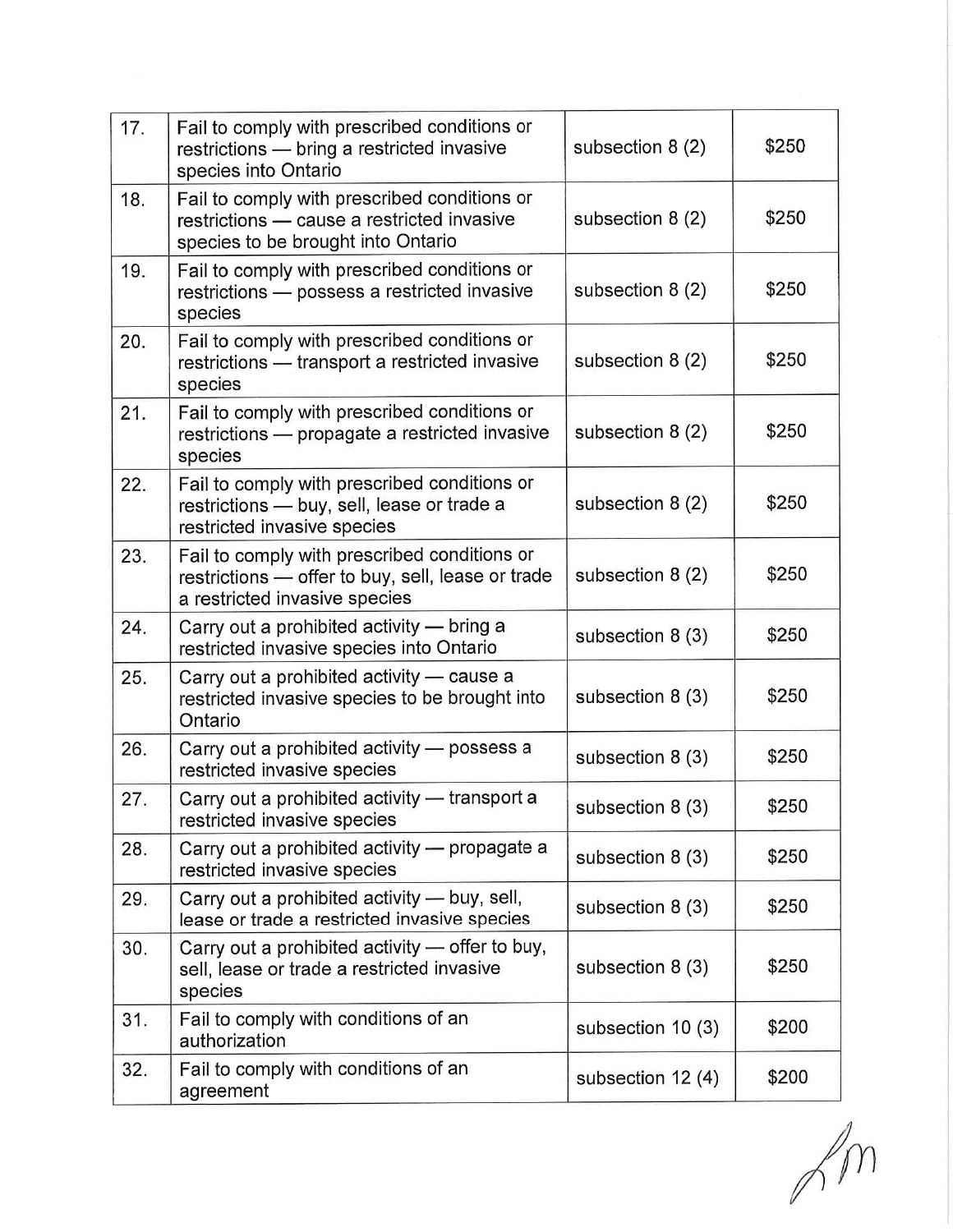| | | | |
|---|---|---|---|
| 17. | Fail to comply with prescribed conditions or restrictions — bring a restricted invasive species into Ontario | subsection 8 (2) | $250 |
| 18. | Fail to comply with prescribed conditions or restrictions — cause a restricted invasive species to be brought into Ontario | subsection 8 (2) | $250 |
| 19. | Fail to comply with prescribed conditions or restrictions — possess a restricted invasive species | subsection 8 (2) | $250 |
| 20. | Fail to comply with prescribed conditions or restrictions — transport a restricted invasive species | subsection 8 (2) | $250 |
| 21. | Fail to comply with prescribed conditions or restrictions — propagate a restricted invasive species | subsection 8 (2) | $250 |
| 22. | Fail to comply with prescribed conditions or restrictions — buy, sell, lease or trade a restricted invasive species | subsection 8 (2) | $250 |
| 23. | Fail to comply with prescribed conditions or restrictions — offer to buy, sell, lease or trade a restricted invasive species | subsection 8 (2) | $250 |
| 24. | Carry out a prohibited activity — bring a restricted invasive species into Ontario | subsection 8 (3) | $250 |
| 25. | Carry out a prohibited activity — cause a restricted invasive species to be brought into Ontario | subsection 8 (3) | $250 |
| 26. | Carry out a prohibited activity — possess a restricted invasive species | subsection 8 (3) | $250 |
| 27. | Carry out a prohibited activity — transport a restricted invasive species | subsection 8 (3) | $250 |
| 28. | Carry out a prohibited activity — propagate a restricted invasive species | subsection 8 (3) | $250 |
| 29. | Carry out a prohibited activity — buy, sell, lease or trade a restricted invasive species | subsection 8 (3) | $250 |
| 30. | Carry out a prohibited activity — offer to buy, sell, lease or trade a restricted invasive species | subsection 8 (3) | $250 |
| 31. | Fail to comply with conditions of an authorization | subsection 10 (3) | $200 |
| 32. | Fail to comply with conditions of an agreement | subsection 12 (4) | $200 |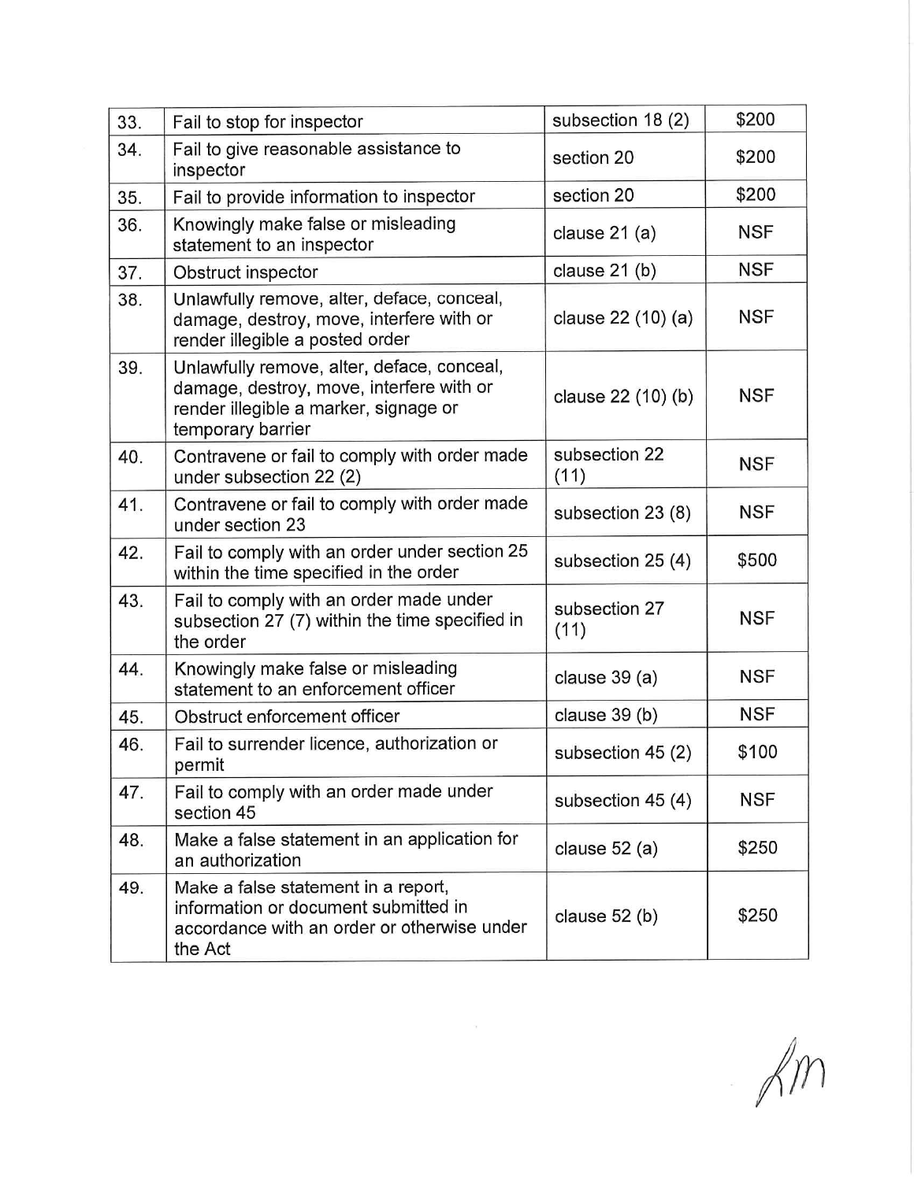| | | | |
|---|---|---|---|
| 33. | Fail to stop for inspector | subsection 18 (2) | $200 |
| 34. | Fail to give reasonable assistance to inspector | section 20 | $200 |
| 35. | Fail to provide information to inspector | section 20 | $200 |
| 36. | Knowingly make false or misleading statement to an inspector | clause 21 (a) | NSF |
| 37. | Obstruct inspector | clause 21 (b) | NSF |
| 38. | Unlawfully remove, alter, deface, conceal, damage, destroy, move, interfere with or render illegible a posted order | clause 22 (10) (a) | NSF |
| 39. | Unlawfully remove, alter, deface, conceal, damage, destroy, move, interfere with or render illegible a marker, signage or temporary barrier | clause 22 (10) (b) | NSF |
| 40. | Contravene or fail to comply with order made under subsection 22 (2) | subsection 22 (11) | NSF |
| 41. | Contravene or fail to comply with order made under section 23 | subsection 23 (8) | NSF |
| 42. | Fail to comply with an order under section 25 within the time specified in the order | subsection 25 (4) | $500 |
| 43. | Fail to comply with an order made under subsection 27 (7) within the time specified in the order | subsection 27 (11) | NSF |
| 44. | Knowingly make false or misleading statement to an enforcement officer | clause 39 (a) | NSF |
| 45. | Obstruct enforcement officer | clause 39 (b) | NSF |
| 46. | Fail to surrender licence, authorization or permit | subsection 45 (2) | $100 |
| 47. | Fail to comply with an order made under section 45 | subsection 45 (4) | NSF |
| 48. | Make a false statement in an application for an authorization | clause 52 (a) | $250 |
| 49. | Make a false statement in a report, information or document submitted in accordance with an order or otherwise under the Act | clause 52 (b) | $250 |